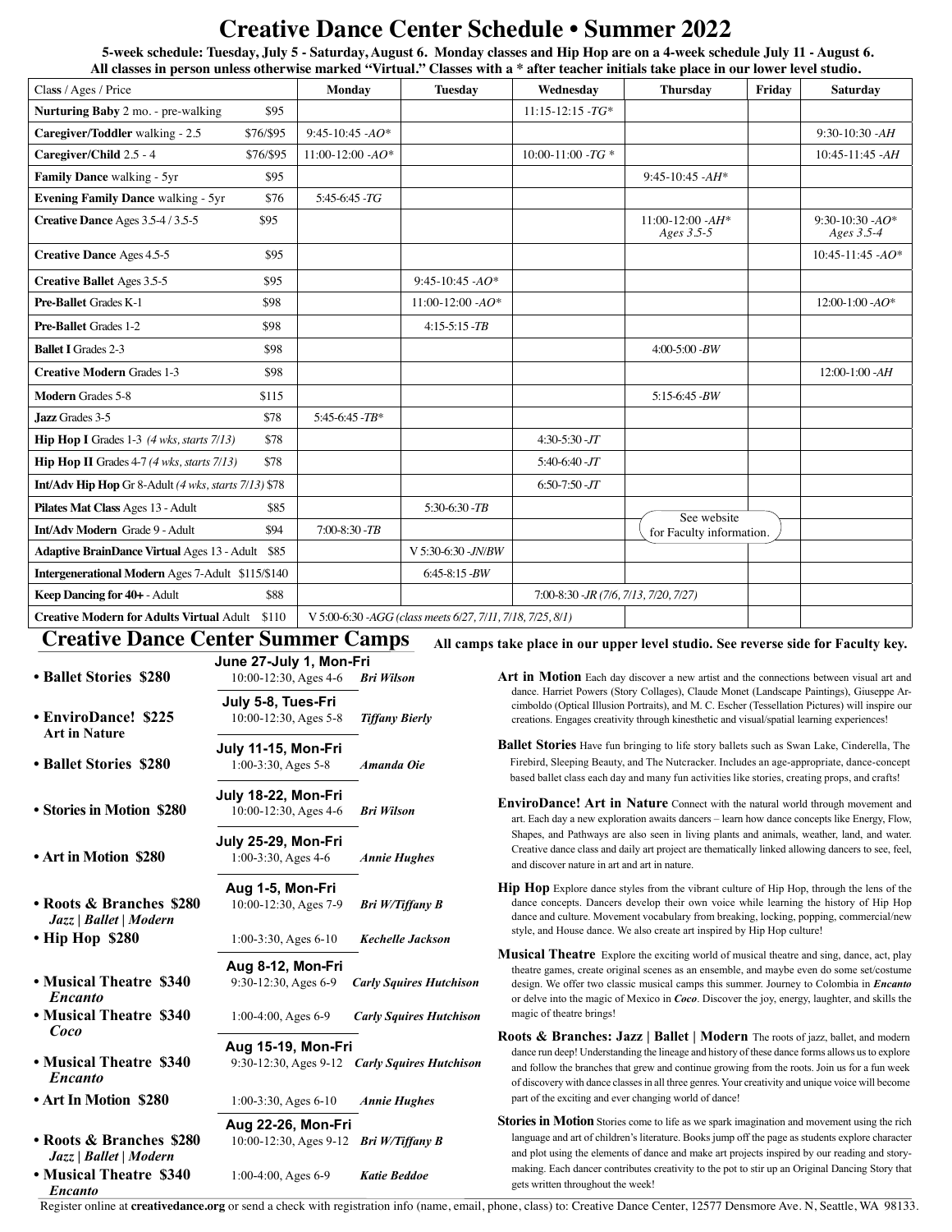# Creative Dance Center Schedule • Summer 2022

**5-week schedule: Tuesday, July 5 - Saturday, August 6. Monday classes and Hip Hop are on a 4-week schedule July 11 - August 6.**
**All classes in person unless otherwise marked "Virtual." Classes with a * after teacher initials take place in our lower level studio.**

| Class / Ages / Price | | Monday | Tuesday | Wednesday | Thursday | Friday | Saturday |
|---|---|---|---|---|---|---|---|
| **Nurturing Baby** 2 mo. - pre-walking | $95 | | | 11:15-12:15 -*TG** | | | |
| **Caregiver/Toddler** walking - 2.5 | $76/$95 | 9:45-10:45 -*AO** | | | | | 9:30-10:30 -*AH* |
| **Caregiver/Child** 2.5 - 4 | $76/$95 | 11:00-12:00 -*AO** | | 10:00-11:00 -*TG* * | | | 10:45-11:45 -*AH* |
| **Family Dance** walking - 5yr | $95 | | | | 9:45-10:45 -*AH** | | |
| **Evening Family Dance** walking - 5yr | $76 | 5:45-6:45 -*TG* | | | | | |
| **Creative Dance** Ages 3.5-4 / 3.5-5 | $95 | | | | 11:00-12:00 -*AH** *Ages 3.5-5* | | 9:30-10:30 -*AO** *Ages 3.5-4* |
| **Creative Dance** Ages 4.5-5 | $95 | | | | | | 10:45-11:45 -*AO** |
| **Creative Ballet** Ages 3.5-5 | $95 | | 9:45-10:45 -*AO** | | | | |
| **Pre-Ballet** Grades K-1 | $98 | | 11:00-12:00 -*AO** | | | | 12:00-1:00 -*AO** |
| **Pre-Ballet** Grades 1-2 | $98 | | 4:15-5:15 -*TB* | | | | |
| **Ballet I** Grades 2-3 | $98 | | | | 4:00-5:00 -*BW* | | |
| **Creative Modern** Grades 1-3 | $98 | | | | | | 12:00-1:00 -*AH* |
| **Modern** Grades 5-8 | $115 | | | | 5:15-6:45 -*BW* | | |
| **Jazz** Grades 3-5 | $78 | 5:45-6:45 -*TB** | | | | | |
| **Hip Hop I** Grades 1-3 *(4 wks, starts 7/13)* | $78 | | | 4:30-5:30 -*JT* | | | |
| **Hip Hop II** Grades 4-7 *(4 wks, starts 7/13)* | $78 | | | 5:40-6:40 -*JT* | | | |
| **Int/Adv Hip Hop** Gr 8-Adult *(4 wks, starts 7/13)* | $78 | | | 6:50-7:50 -*JT* | | | |
| **Pilates Mat Class** Ages 13 - Adult | $85 | | 5:30-6:30 -*TB* | | See website for Faculty information. | | |
| **Int/Adv Modern** Grade 9 - Adult | $94 | 7:00-8:30 -*TB* | | | | | |
| **Adaptive BrainDance Virtual** Ages 13 - Adult | $85 | | V 5:30-6:30 -*JN/BW* | | | | |
| **Intergenerational Modern** Ages 7-Adult | $115/$140 | | 6:45-8:15 -*BW* | | | | |
| **Keep Dancing for ~~40+~~** - Adult | $88 | | | 7:00-8:30 -*JR (7/6, 7/13, 7/20, 7/27)* | | | |
| **Creative Modern for Adults Virtual** Adult | $110 | V 5:00-6:30 -*AGG (class meets 6/27, 7/11, 7/18, 7/25, 8/1)* | | | | | |

## Creative Dance Center Summer Camps

**All camps take place in our upper level studio. See reverse side for Faculty key.**

**June 27-July 1, Mon-Fri**
- **Ballet Stories $280** — 10:00-12:30, Ages 4-6 — ***Bri Wilson***

**July 5-8, Tues-Fri**
- **EnviroDance! $225 Art in Nature** — 10:00-12:30, Ages 5-8 — ***Tiffany Bierly***

**July 11-15, Mon-Fri**
- **Ballet Stories $280** — 1:00-3:30, Ages 5-8 — ***Amanda Oie***

**July 18-22, Mon-Fri**
- **Stories in Motion $280** — 10:00-12:30, Ages 4-6 — ***Bri Wilson***

**July 25-29, Mon-Fri**
- **Art in Motion $280** — 1:00-3:30, Ages 4-6 — ***Annie Hughes***

**Aug 1-5, Mon-Fri**
- **Roots & Branches $280** *Jazz | Ballet | Modern* — 10:00-12:30, Ages 7-9 — ***Bri W/Tiffany B***
- **Hip Hop $280** — 1:00-3:30, Ages 6-10 — ***Kechelle Jackson***

**Aug 8-12, Mon-Fri**
- **Musical Theatre $340** *Encanto* — 9:30-12:30, Ages 6-9 — ***Carly Squires Hutchison***
- **Musical Theatre $340** *Coco* — 1:00-4:00, Ages 6-9 — ***Carly Squires Hutchison***

**Aug 15-19, Mon-Fri**
- **Musical Theatre $340** *Encanto* — 9:30-12:30, Ages 9-12 — ***Carly Squires Hutchison***
- **Art In Motion $280** — 1:00-3:30, Ages 6-10 — ***Annie Hughes***

**Aug 22-26, Mon-Fri**
- **Roots & Branches $280** *Jazz | Ballet | Modern* — 10:00-12:30, Ages 9-12 — ***Bri W/Tiffany B***
- **Musical Theatre $340** *Encanto* — 1:00-4:00, Ages 6-9 — ***Katie Beddoe***

**Art in Motion** Each day discover a new artist and the connections between visual art and dance. Harriet Powers (Story Collages), Claude Monet (Landscape Paintings), Giuseppe Arcimboldo (Optical Illusion Portraits), and M. C. Escher (Tessellation Pictures) will inspire our creations. Engages creativity through kinesthetic and visual/spatial learning experiences!

**Ballet Stories** Have fun bringing to life story ballets such as Swan Lake, Cinderella, The Firebird, Sleeping Beauty, and The Nutcracker. Includes an age-appropriate, dance-concept based ballet class each day and many fun activities like stories, creating props, and crafts!

**EnviroDance! Art in Nature** Connect with the natural world through movement and art. Each day a new exploration awaits dancers – learn how dance concepts like Energy, Flow, Shapes, and Pathways are also seen in living plants and animals, weather, land, and water. Creative dance class and daily art project are thematically linked allowing dancers to see, feel, and discover nature in art and art in nature.

**Hip Hop** Explore dance styles from the vibrant culture of Hip Hop, through the lens of the dance concepts. Dancers develop their own voice while learning the history of Hip Hop dance and culture. Movement vocabulary from breaking, locking, popping, commercial/new style, and House dance. We also create art inspired by Hip Hop culture!

**Musical Theatre** Explore the exciting world of musical theatre and sing, dance, act, play theatre games, create original scenes as an ensemble, and maybe even do some set/costume design. We offer two classic musical camps this summer. Journey to Colombia in ***Encanto*** or delve into the magic of Mexico in ***Coco***. Discover the joy, energy, laughter, and skills the magic of theatre brings!

**Roots & Branches: Jazz | Ballet | Modern** The roots of jazz, ballet, and modern dance run deep! Understanding the lineage and history of these dance forms allows us to explore and follow the branches that grew and continue growing from the roots. Join us for a fun week of discovery with dance classes in all three genres. Your creativity and unique voice will become part of the exciting and ever changing world of dance!

**Stories in Motion** Stories come to life as we spark imagination and movement using the rich language and art of children's literature. Books jump off the page as students explore character and plot using the elements of dance and make art projects inspired by our reading and storymaking. Each dancer contributes creativity to the pot to stir up an Original Dancing Story that gets written throughout the week!

Register online at **creativedance.org** or send a check with registration info (name, email, phone, class) to: Creative Dance Center, 12577 Densmore Ave. N, Seattle, WA 98133.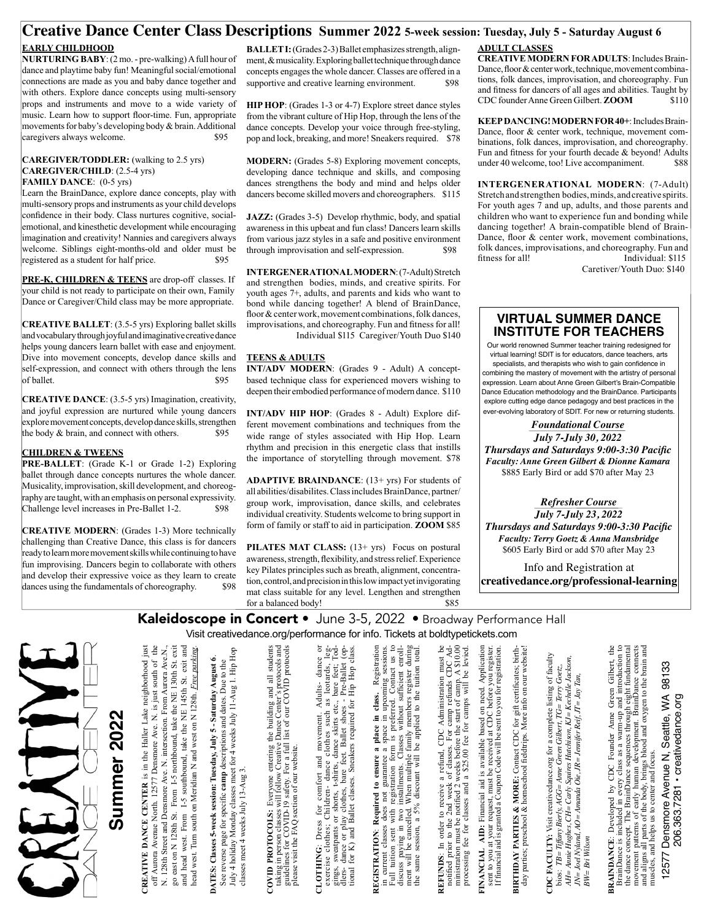# Creative Dance Center Class Descriptions Summer 2022 5-week session: Tuesday, July 5 - Saturday August 6

## EARLY CHILDHOOD

**NURTURING BABY**: (2 mo. - pre-walking) A full hour of dance and playtime baby fun! Meaningful social/emotional connections are made as you and baby dance together and with others. Explore dance concepts using multi-sensory props and instruments and move to a wide variety of music. Learn how to support floor-time. Fun, appropriate movements for baby's developing body & brain. Additional caregivers always welcome. $95

**CAREGIVER/TODDLER:** (walking to 2.5 yrs)
**CAREGIVER/CHILD**: (2.5-4 yrs)
**FAMILY DANCE**: (0-5 yrs)
Learn the BrainDance, explore dance concepts, play with multi-sensory props and instruments as your child develops confidence in their body. Class nurtures cognitive, social-emotional, and kinesthetic development while encouraging imagination and creativity! Nannies and caregivers always welcome. Siblings eight-months-old and older must be registered as a student for half price. $95

**PRE-K, CHILDREN & TEENS** are drop-off classes. If your child is not ready to participate on their own, Family Dance or Caregiver/Child class may be more appropriate.

**CREATIVE BALLET**: (3.5-5 yrs) Exploring ballet skills and vocabulary through joyful and imaginative creative dance helps young dancers learn ballet with ease and enjoyment. Dive into movement concepts, develop dance skills and self-expression, and connect with others through the lens of ballet. $95

**CREATIVE DANCE**: (3.5-5 yrs) Imagination, creativity, and joyful expression are nurtured while young dancers explore movement concepts, develop dance skills, strengthen the body & brain, and connect with others. $95

## CHILDREN & TWEENS

**PRE-BALLET**: (Grade K-1 or Grade 1-2) Exploring ballet through dance concepts nurtures the whole dancer. Musicality, improvisation, skill development, and choreography are taught, with an emphasis on personal expressivity. Challenge level increases in Pre-Ballet 1-2. $98

**CREATIVE MODERN**: (Grades 1-3) More technically challenging than Creative Dance, this class is for dancers ready to learn more movement skills while continuing to have fun improvising. Dancers begin to collaborate with others and develop their expressive voice as they learn to create dances using the fundamentals of choreography. $98

**BALLET I:** (Grades 2-3) Ballet emphasizes strength, alignment, & musicality. Exploring ballet technique through dance concepts engages the whole dancer. Classes are offered in a supportive and creative learning environment. $98

**HIP HOP**: (Grades 1-3 or 4-7) Explore street dance styles from the vibrant culture of Hip Hop, through the lens of the dance concepts. Develop your voice through free-styling, pop and lock, breaking, and more! Sneakers required. $78

**MODERN:** (Grades 5-8) Exploring movement concepts, developing dance technique and skills, and composing dances strengthens the body and mind and helps older dancers become skilled movers and choreographers. $115

**JAZZ:** (Grades 3-5) Develop rhythmic, body, and spatial awareness in this upbeat and fun class! Dancers learn skills from various jazz styles in a safe and positive environment through improvisation and self-expression. $98

**INTERGENERATIONAL MODERN**: (7-Adult) Stretch and strengthen bodies, minds, and creative spirits. For youth ages 7+, adults, and parents and kids who want to bond while dancing together! A blend of BrainDance, floor & center work, movement combinations, folk dances, improvisations, and choreography. Fun and fitness for all! Individual $115 Caregiver/Youth Duo $140

## TEENS & ADULTS

**INT/ADV MODERN**: (Grades 9 - Adult) A concept-based technique class for experienced movers wishing to deepen their embodied performance of modern dance. $110

**INT/ADV HIP HOP**: (Grades 8 - Adult) Explore different movement combinations and techniques from the wide range of styles associated with Hip Hop. Learn rhythm and precision in this energetic class that instills the importance of storytelling through movement. $78

**ADAPTIVE BRAINDANCE**: (13+ yrs) For students of all abilities/disabilites. Class includes BrainDance, partner/group work, improvisation, dance skills, and celebrates individual creativity. Students welcome to bring support in form of family or staff to aid in participation. **ZOOM** $85

**PILATES MAT CLASS:** (13+ yrs) Focus on postural awareness, strength, flexibility, and stress relief. Experience key Pilates principles such as breath, alignment, concentration, control, and precision in this low impact yet invigorating mat class suitable for any level. Lengthen and strengthen for a balanced body! $85

## ADULT CLASSES

**CREATIVE MODERN FOR ADULTS**: Includes BrainDance, floor & center work, technique, movement combinations, folk dances, improvisation, and choreography. Fun and fitness for dancers of all ages and abilities. Taught by CDC founder Anne Green Gilbert. **ZOOM** $110

**KEEP DANCING! MODERN FOR 40+**: Includes BrainDance, floor & center work, technique, movement combinations, folk dances, improvisation, and choreography. Fun and fitness for your fourth decade & beyond! Adults under 40 welcome, too! Live accompaniment. $88

**INTERGENERATIONAL MODERN**: (7-Adult) Stretch and strengthen bodies, minds, and creative spirits. For youth ages 7 and up, adults, and those parents and children who want to experience fun and bonding while dancing together! A brain-compatible blend of BrainDance, floor & center work, movement combinations, folk dances, improvisations, and choreography. Fun and fitness for all! Individual: $115
Caretiver/Youth Duo: $140

## VIRTUAL SUMMER DANCE INSTITUTE FOR TEACHERS

Our world renowned Summer teacher training redesigned for virtual learning! SDIT is for educators, dance teachers, arts specialists, and therapists who wish to gain confidence in combining the mastery of movement with the artistry of personal expression. Learn about Anne Green Gilbert's Brain-Compatible Dance Education methodology and the BrainDance. Participants explore cutting edge dance pedagogy and best practices in the ever-evolving laboratory of SDIT. For new or returning students.

***Foundational Course***
***July 7-July 30, 2022***
***Thursdays and Saturdays 9:00-3:30 Pacific***
***Faculty: Anne Green Gilbert & Dionne Kamara***
$885 Early Bird or add $70 after May 23

***Refresher Course***
***July 7-July 23, 2022***
***Thursdays and Saturdays 9:00-3:30 Pacific***
***Faculty: Terry Goetz & Anna Mansbridge***
$605 Early Bird or add $70 after May 23

Info and Registration at
**creativedance.org/professional-learning**

**Kaleidoscope in Concert** • June 3-5, 2022 • Broadway Performance Hall
Visit creativedance.org/performance for info. Tickets at boldtypetickets.com

CREATIVE DANCE CENTER

**Summer 2022**

**CREATIVE DANCE CENTER** is in the Haller Lake neighborhood just off Aurora Avenue North. 12577 Densmore Ave. N. is just south of the N. 128th Street and Densmore Ave. N. intersection. From Aurora Ave.N., go east on N 128th St. From I-5 northbound, take the NE 130th St. exit and head west. From I-5 southbound, take the NE 145th St. exit and head west. Turn south on Meridian N and west on N 128th. *Free parking.*

**DATES: Classes 5-week session: Tuesday, July 5 - Saturday August 6.** See reverse page for specific **camp** descriptions and dates. Due to the July 4 holiday Monday classes meet for 4 weeks July 11-Aug 1. Hip Hop classes meet 4 weeks July 13-Aug 3.

**COVID PROTOCOLS:** Everyone entering the building and all students taking in person classes will follow Creative Dance Center's protocols and guidelines for COVID-19 safety. For a full list of our COVID protocols please visit the FAQ section of our website.

**CLOTHING**: Dress for comfort and movement. Adults- dance or exercise clothes; Children- dance clothes such as leotards, leggings, sweatpants or shorts, t-shirts, dance skirts etc., bare feet; Toddlers- dance or play clothes, bare feet. Ballet shoes - Pre-Ballet (optional for K) and Ballet classes. Sneakers required for Hip Hop class.

**REGISTRATION**: **Required to ensure a place in class.** Registration in current classes does not guarantee a space in upcoming sessions. Full tuition sent with registration form is preferred. Contact us to discuss paying in two installments. Classes without sufficient enrollment will be cancelled. When multiple family members register during the same session, a 5% discount will be applied to the tuition total.

**REFUNDS**: In order to receive a refund, CDC Administration must be notified prior to the 2nd week of classes. For camp refunds CDC Administration must be notified 2 weeks before the start of camp. A $10.00 processing fee for classes and a $25.00 fee for camps will be levied.

**FINANCIAL AID:** Financial aid is available based on need. Application sent to you at your request, must be received at CDC before you register. If financial aid is granted a Coupon Code will be sent to you for registration.

**BIRTHDAY PARTIES & MORE:** Contact CDC for gift certificates; birthday parties, preschool & homeschool fieldtrips. More info on our website!

**CDC FACULTY:** Visit creativedance.org for a complete listing of faculty bios: *TB= Tiffany Bierly, AGG= Anne Green Gilbert, TG= Terry Goetz, AH= Annie Hughes, CH= Carly Squires Hutchison, KJ= Kechelle Jackson, JN= Joel Nyland, AO= Amanda Oie, JR= Jennifer Reif, JT= Jay Tan, BW= Bri Wilson*

**BRAINDANCE**: Developed by CDC Founder Anne Green Gilbert, the BrainDance is included in every class as a warm-up and introduction to the dance concept. The BrainDance sequences through eight fundamental movement patterns of early human development. BrainDance connects and aligns all parts of the body, brings blood and oxygen to the brain and muscles, and helps us to center and focus.

12577 Densmore Avenue N, Seattle, WA 98133
206.363.7281 • creativedance.org